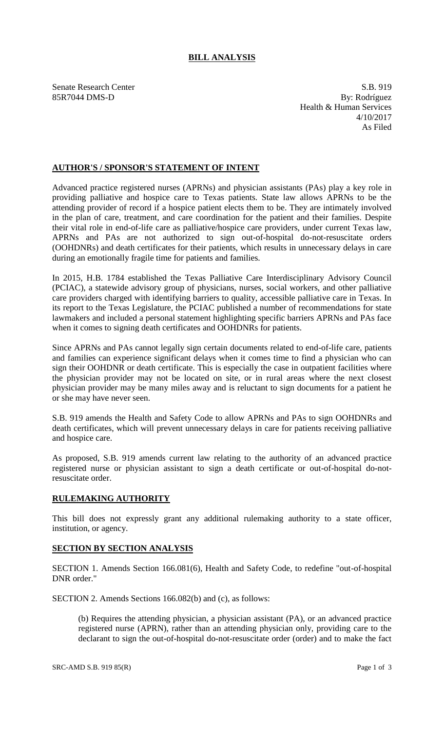# BILL ANALYSIS

Senate Research Center
85R7044 DMS-D

S.B. 919
By: Rodríguez
Health & Human Services
4/10/2017
As Filed

## AUTHOR'S / SPONSOR'S STATEMENT OF INTENT

Advanced practice registered nurses (APRNs) and physician assistants (PAs) play a key role in providing palliative and hospice care to Texas patients. State law allows APRNs to be the attending provider of record if a hospice patient elects them to be. They are intimately involved in the plan of care, treatment, and care coordination for the patient and their families. Despite their vital role in end-of-life care as palliative/hospice care providers, under current Texas law, APRNs and PAs are not authorized to sign out-of-hospital do-not-resuscitate orders (OOHDNRs) and death certificates for their patients, which results in unnecessary delays in care during an emotionally fragile time for patients and families.

In 2015, H.B. 1784 established the Texas Palliative Care Interdisciplinary Advisory Council (PCIAC), a statewide advisory group of physicians, nurses, social workers, and other palliative care providers charged with identifying barriers to quality, accessible palliative care in Texas. In its report to the Texas Legislature, the PCIAC published a number of recommendations for state lawmakers and included a personal statement highlighting specific barriers APRNs and PAs face when it comes to signing death certificates and OOHDNRs for patients.

Since APRNs and PAs cannot legally sign certain documents related to end-of-life care, patients and families can experience significant delays when it comes time to find a physician who can sign their OOHDNR or death certificate. This is especially the case in outpatient facilities where the physician provider may not be located on site, or in rural areas where the next closest physician provider may be many miles away and is reluctant to sign documents for a patient he or she may have never seen.

S.B. 919 amends the Health and Safety Code to allow APRNs and PAs to sign OOHDNRs and death certificates, which will prevent unnecessary delays in care for patients receiving palliative and hospice care.

As proposed, S.B. 919 amends current law relating to the authority of an advanced practice registered nurse or physician assistant to sign a death certificate or out-of-hospital do-not-resuscitate order.

## RULEMAKING AUTHORITY

This bill does not expressly grant any additional rulemaking authority to a state officer, institution, or agency.

## SECTION BY SECTION ANALYSIS

SECTION 1. Amends Section 166.081(6), Health and Safety Code, to redefine "out-of-hospital DNR order."

SECTION 2. Amends Sections 166.082(b) and (c), as follows:

(b) Requires the attending physician, a physician assistant (PA), or an advanced practice registered nurse (APRN), rather than an attending physician only, providing care to the declarant to sign the out-of-hospital do-not-resuscitate order (order) and to make the fact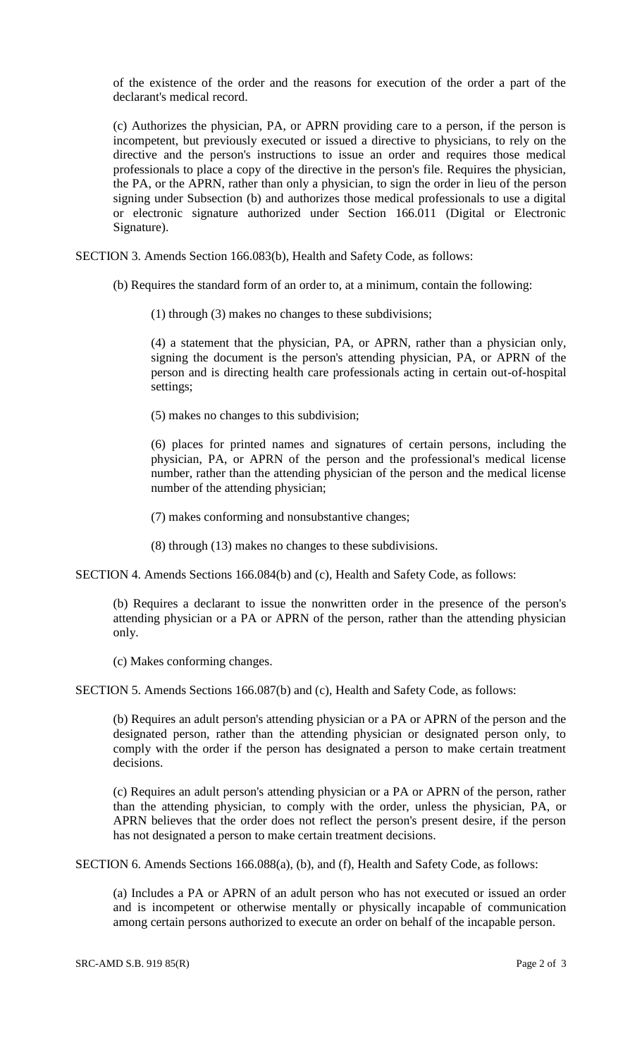of the existence of the order and the reasons for execution of the order a part of the declarant's medical record.

(c) Authorizes the physician, PA, or APRN providing care to a person, if the person is incompetent, but previously executed or issued a directive to physicians, to rely on the directive and the person's instructions to issue an order and requires those medical professionals to place a copy of the directive in the person's file. Requires the physician, the PA, or the APRN, rather than only a physician, to sign the order in lieu of the person signing under Subsection (b) and authorizes those medical professionals to use a digital or electronic signature authorized under Section 166.011 (Digital or Electronic Signature).

SECTION 3. Amends Section 166.083(b), Health and Safety Code, as follows:

(b) Requires the standard form of an order to, at a minimum, contain the following:

(1) through (3) makes no changes to these subdivisions;

(4) a statement that the physician, PA, or APRN, rather than a physician only, signing the document is the person's attending physician, PA, or APRN of the person and is directing health care professionals acting in certain out-of-hospital settings;

(5) makes no changes to this subdivision;

(6) places for printed names and signatures of certain persons, including the physician, PA, or APRN of the person and the professional's medical license number, rather than the attending physician of the person and the medical license number of the attending physician;

(7) makes conforming and nonsubstantive changes;

(8) through (13) makes no changes to these subdivisions.

SECTION 4. Amends Sections 166.084(b) and (c), Health and Safety Code, as follows:

(b) Requires a declarant to issue the nonwritten order in the presence of the person's attending physician or a PA or APRN of the person, rather than the attending physician only.

(c) Makes conforming changes.

SECTION 5. Amends Sections 166.087(b) and (c), Health and Safety Code, as follows:

(b) Requires an adult person's attending physician or a PA or APRN of the person and the designated person, rather than the attending physician or designated person only, to comply with the order if the person has designated a person to make certain treatment decisions.

(c) Requires an adult person's attending physician or a PA or APRN of the person, rather than the attending physician, to comply with the order, unless the physician, PA, or APRN believes that the order does not reflect the person's present desire, if the person has not designated a person to make certain treatment decisions.

SECTION 6. Amends Sections 166.088(a), (b), and (f), Health and Safety Code, as follows:

(a) Includes a PA or APRN of an adult person who has not executed or issued an order and is incompetent or otherwise mentally or physically incapable of communication among certain persons authorized to execute an order on behalf of the incapable person.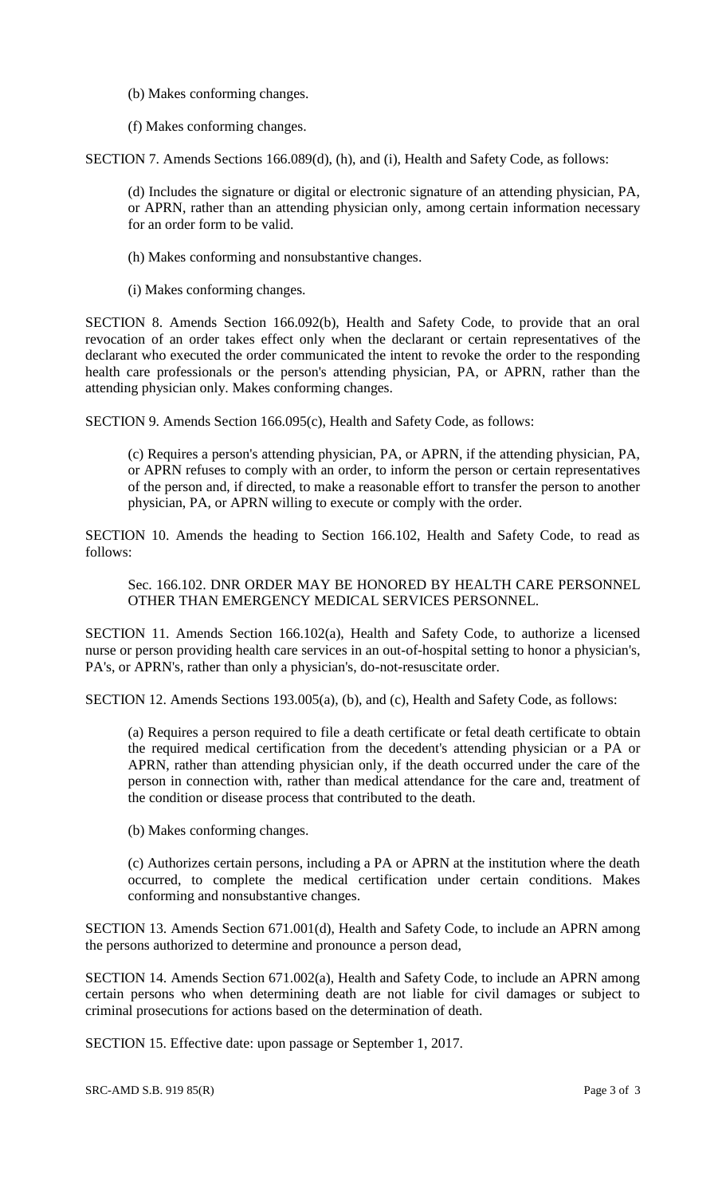(b) Makes conforming changes.

(f) Makes conforming changes.

SECTION 7. Amends Sections 166.089(d), (h), and (i), Health and Safety Code, as follows:

(d) Includes the signature or digital or electronic signature of an attending physician, PA, or APRN, rather than an attending physician only, among certain information necessary for an order form to be valid.

(h) Makes conforming and nonsubstantive changes.

(i) Makes conforming changes.

SECTION 8. Amends Section 166.092(b), Health and Safety Code, to provide that an oral revocation of an order takes effect only when the declarant or certain representatives of the declarant who executed the order communicated the intent to revoke the order to the responding health care professionals or the person's attending physician, PA, or APRN, rather than the attending physician only. Makes conforming changes.

SECTION 9. Amends Section 166.095(c), Health and Safety Code, as follows:

(c) Requires a person's attending physician, PA, or APRN, if the attending physician, PA, or APRN refuses to comply with an order, to inform the person or certain representatives of the person and, if directed, to make a reasonable effort to transfer the person to another physician, PA, or APRN willing to execute or comply with the order.

SECTION 10. Amends the heading to Section 166.102, Health and Safety Code, to read as follows:

Sec. 166.102. DNR ORDER MAY BE HONORED BY HEALTH CARE PERSONNEL OTHER THAN EMERGENCY MEDICAL SERVICES PERSONNEL.

SECTION 11. Amends Section 166.102(a), Health and Safety Code, to authorize a licensed nurse or person providing health care services in an out-of-hospital setting to honor a physician's, PA's, or APRN's, rather than only a physician's, do-not-resuscitate order.

SECTION 12. Amends Sections 193.005(a), (b), and (c), Health and Safety Code, as follows:

(a) Requires a person required to file a death certificate or fetal death certificate to obtain the required medical certification from the decedent's attending physician or a PA or APRN, rather than attending physician only, if the death occurred under the care of the person in connection with, rather than medical attendance for the care and, treatment of the condition or disease process that contributed to the death.

(b) Makes conforming changes.

(c) Authorizes certain persons, including a PA or APRN at the institution where the death occurred, to complete the medical certification under certain conditions. Makes conforming and nonsubstantive changes.

SECTION 13. Amends Section 671.001(d), Health and Safety Code, to include an APRN among the persons authorized to determine and pronounce a person dead,

SECTION 14. Amends Section 671.002(a), Health and Safety Code, to include an APRN among certain persons who when determining death are not liable for civil damages or subject to criminal prosecutions for actions based on the determination of death.

SECTION 15. Effective date: upon passage or September 1, 2017.